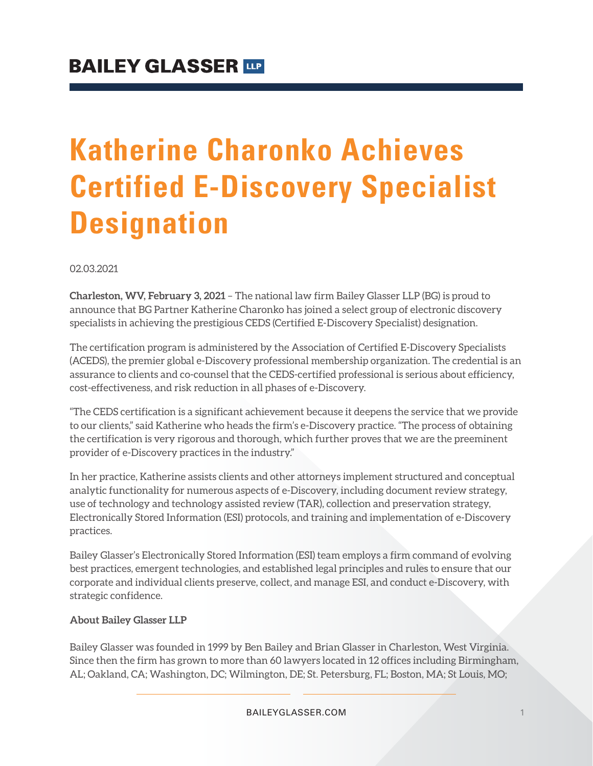# Katherine Charonko Achieves Certified E-Discovery Specialist Designation

02.03.2021

**Charleston, WV, February 3, 2021** – The national law firm Bailey Glasser LLP (BG) is proud to announce that BG Partner Katherine Charonko has joined a select group of electronic discovery specialists in achieving the prestigious CEDS (Certified E-Discovery Specialist) designation.

The certification program is administered by the Association of Certified E-Discovery Specialists (ACEDS), the premier global e-Discovery professional membership organization. The credential is an assurance to clients and co-counsel that the CEDS-certified professional is serious about efficiency, cost-effectiveness, and risk reduction in all phases of e-Discovery.

"The CEDS certification is a significant achievement because it deepens the service that we provide to our clients," said Katherine who heads the firm's e-Discovery practice. "The process of obtaining the certification is very rigorous and thorough, which further proves that we are the preeminent provider of e-Discovery practices in the industry."

In her practice, Katherine assists clients and other attorneys implement structured and conceptual analytic functionality for numerous aspects of e-Discovery, including document review strategy, use of technology and technology assisted review (TAR), collection and preservation strategy, Electronically Stored Information (ESI) protocols, and training and implementation of e-Discovery practices.

Bailey Glasser's Electronically Stored Information (ESI) team employs a firm command of evolving best practices, emergent technologies, and established legal principles and rules to ensure that our corporate and individual clients preserve, collect, and manage ESI, and conduct e-Discovery, with strategic confidence.

**About Bailey Glasser LLP**

Bailey Glasser was founded in 1999 by Ben Bailey and Brian Glasser in Charleston, West Virginia. Since then the firm has grown to more than 60 lawyers located in 12 offices including Birmingham, AL; Oakland, CA; Washington, DC; Wilmington, DE; St. Petersburg, FL; Boston, MA; St Louis, MO;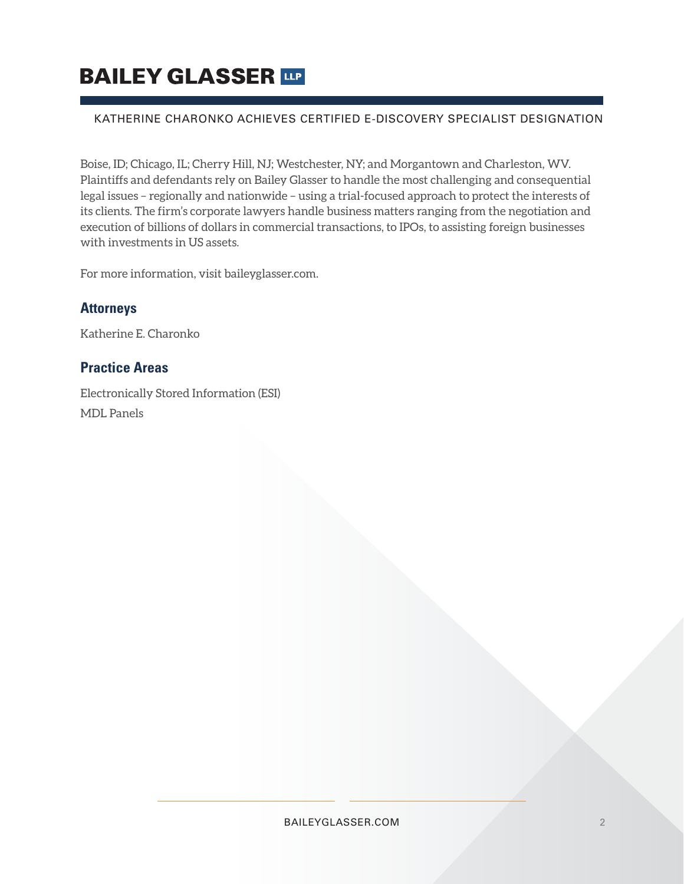Boise, ID; Chicago, IL; Cherry Hill, NJ; Westchester, NY; and Morgantown and Charleston, WV. Plaintiffs and defendants rely on Bailey Glasser to handle the most challenging and consequential legal issues – regionally and nationwide – using a trial-focused approach to protect the interests of its clients. The firm's corporate lawyers handle business matters ranging from the negotiation and execution of billions of dollars in commercial transactions, to IPOs, to assisting foreign businesses with investments in US assets.

For more information, visit baileyglasser.com.

## Attorneys

Katherine E. Charonko

## Practice Areas

Electronically Stored Information (ESI)

MDL Panels